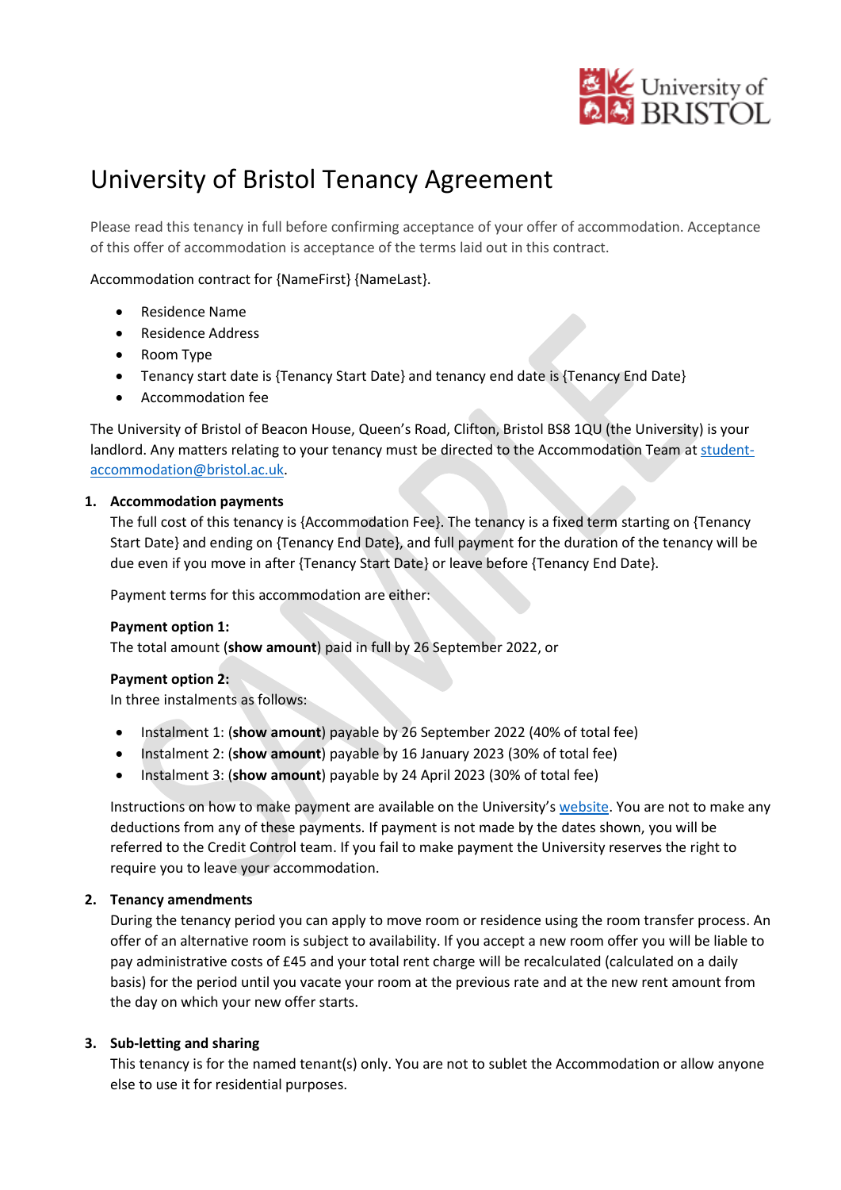# University of Bristol Tenancy Agreement

Please read this tenancy in full before confirming acceptance of your offer of accommodation. Acceptance of this offer of accommodation is acceptance of the terms laid out in this contract.

Accommodation contract for {NameFirst} {NameLast}.

- Residence Name
- Residence Address
- Room Type
- Tenancy start date is {Tenancy Start Date} and tenancy end date is {Tenancy End Date}
- Accommodation fee

The University of Bristol of Beacon House, Queen's Road, Clifton, Bristol BS8 1QU (the University) is your landlord. Any matters relating to your tenancy must be directed to the Accommodation Team at student-accommodation@bristol.ac.uk.

1. **Accommodation payments**

   The full cost of this tenancy is {Accommodation Fee}. The tenancy is a fixed term starting on {Tenancy Start Date} and ending on {Tenancy End Date}, and full payment for the duration of the tenancy will be due even if you move in after {Tenancy Start Date} or leave before {Tenancy End Date}.

   Payment terms for this accommodation are either:

   **Payment option 1:**
   The total amount (**show amount**) paid in full by 26 September 2022, or

   **Payment option 2:**
   In three instalments as follows:

   - Instalment 1: (**show amount**) payable by 26 September 2022 (40% of total fee)
   - Instalment 2: (**show amount**) payable by 16 January 2023 (30% of total fee)
   - Instalment 3: (**show amount**) payable by 24 April 2023 (30% of total fee)

   Instructions on how to make payment are available on the University's website. You are not to make any deductions from any of these payments. If payment is not made by the dates shown, you will be referred to the Credit Control team. If you fail to make payment the University reserves the right to require you to leave your accommodation.

2. **Tenancy amendments**

   During the tenancy period you can apply to move room or residence using the room transfer process. An offer of an alternative room is subject to availability. If you accept a new room offer you will be liable to pay administrative costs of £45 and your total rent charge will be recalculated (calculated on a daily basis) for the period until you vacate your room at the previous rate and at the new rent amount from the day on which your new offer starts.

3. **Sub-letting and sharing**

   This tenancy is for the named tenant(s) only. You are not to sublet the Accommodation or allow anyone else to use it for residential purposes.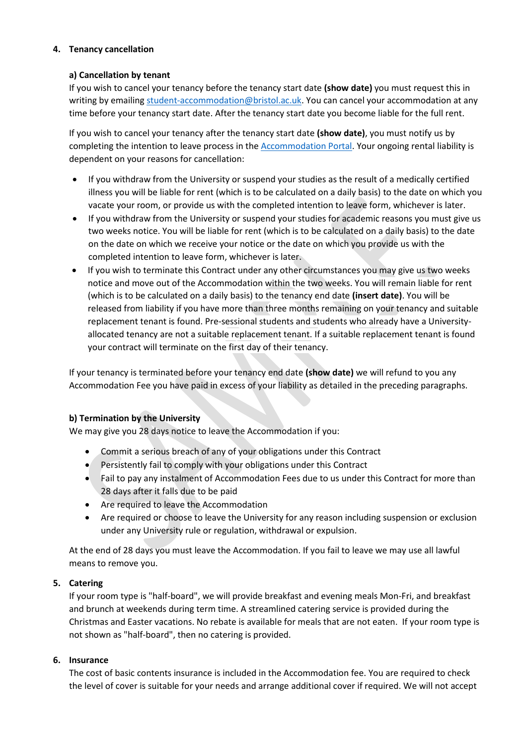## 4. Tenancy cancellation

### a) Cancellation by tenant

If you wish to cancel your tenancy before the tenancy start date **(show date)** you must request this in writing by emailing student-accommodation@bristol.ac.uk. You can cancel your accommodation at any time before your tenancy start date. After the tenancy start date you become liable for the full rent.

If you wish to cancel your tenancy after the tenancy start date **(show date)**, you must notify us by completing the intention to leave process in the Accommodation Portal. Your ongoing rental liability is dependent on your reasons for cancellation:

- If you withdraw from the University or suspend your studies as the result of a medically certified illness you will be liable for rent (which is to be calculated on a daily basis) to the date on which you vacate your room, or provide us with the completed intention to leave form, whichever is later.
- If you withdraw from the University or suspend your studies for academic reasons you must give us two weeks notice. You will be liable for rent (which is to be calculated on a daily basis) to the date on the date on which we receive your notice or the date on which you provide us with the completed intention to leave form, whichever is later.
- If you wish to terminate this Contract under any other circumstances you may give us two weeks notice and move out of the Accommodation within the two weeks. You will remain liable for rent (which is to be calculated on a daily basis) to the tenancy end date **(insert date)**. You will be released from liability if you have more than three months remaining on your tenancy and suitable replacement tenant is found. Pre-sessional students and students who already have a University-allocated tenancy are not a suitable replacement tenant. If a suitable replacement tenant is found your contract will terminate on the first day of their tenancy.

If your tenancy is terminated before your tenancy end date **(show date)** we will refund to you any Accommodation Fee you have paid in excess of your liability as detailed in the preceding paragraphs.

### b) Termination by the University

We may give you 28 days notice to leave the Accommodation if you:

- Commit a serious breach of any of your obligations under this Contract
- Persistently fail to comply with your obligations under this Contract
- Fail to pay any instalment of Accommodation Fees due to us under this Contract for more than 28 days after it falls due to be paid
- Are required to leave the Accommodation
- Are required or choose to leave the University for any reason including suspension or exclusion under any University rule or regulation, withdrawal or expulsion.

At the end of 28 days you must leave the Accommodation. If you fail to leave we may use all lawful means to remove you.

## 5. Catering

If your room type is "half-board", we will provide breakfast and evening meals Mon-Fri, and breakfast and brunch at weekends during term time. A streamlined catering service is provided during the Christmas and Easter vacations. No rebate is available for meals that are not eaten. If your room type is not shown as "half-board", then no catering is provided.

## 6. Insurance

The cost of basic contents insurance is included in the Accommodation fee. You are required to check the level of cover is suitable for your needs and arrange additional cover if required. We will not accept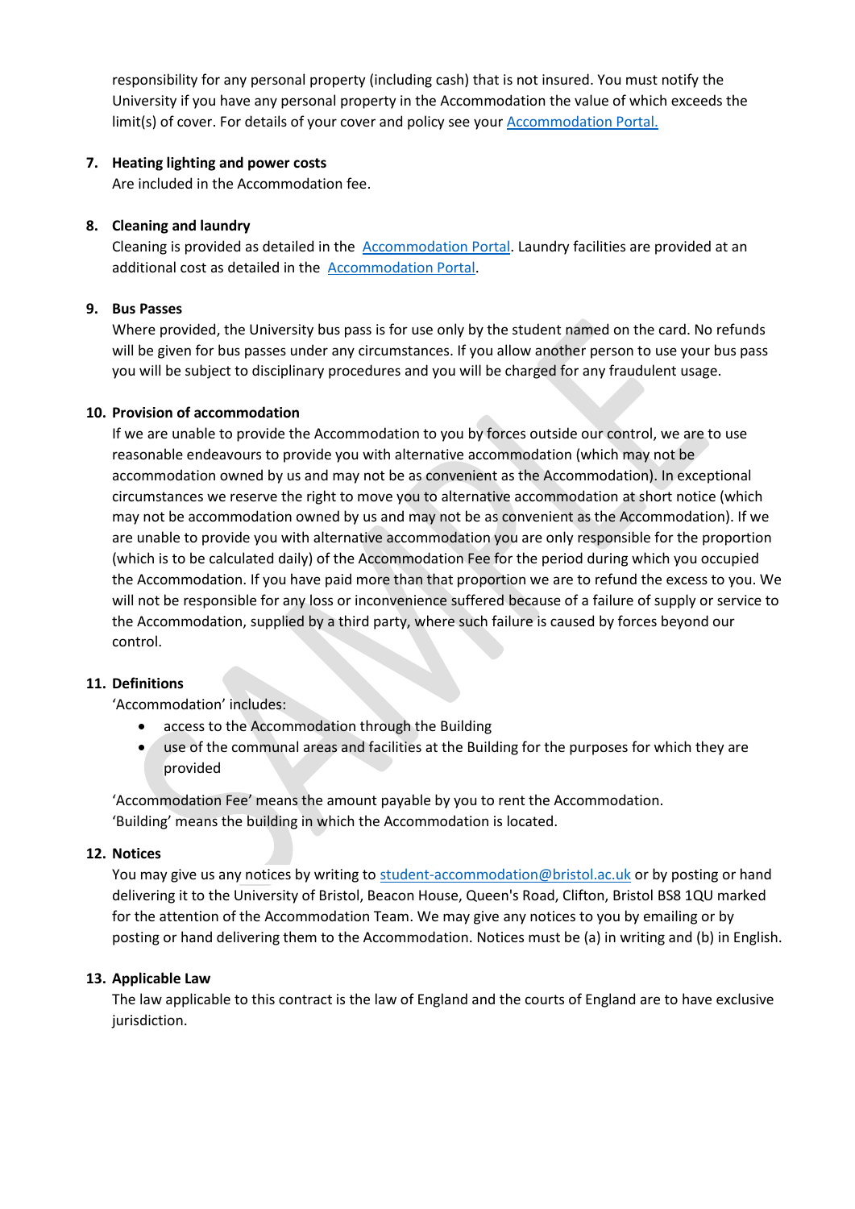responsibility for any personal property (including cash) that is not insured. You must notify the University if you have any personal property in the Accommodation the value of which exceeds the limit(s) of cover. For details of your cover and policy see your [Accommodation Portal.]()

7. **Heating lighting and power costs**
   Are included in the Accommodation fee.

8. **Cleaning and laundry**
   Cleaning is provided as detailed in the [Accommodation Portal](). Laundry facilities are provided at an additional cost as detailed in the [Accommodation Portal]().

9. **Bus Passes**
   Where provided, the University bus pass is for use only by the student named on the card. No refunds will be given for bus passes under any circumstances. If you allow another person to use your bus pass you will be subject to disciplinary procedures and you will be charged for any fraudulent usage.

10. **Provision of accommodation**
    If we are unable to provide the Accommodation to you by forces outside our control, we are to use reasonable endeavours to provide you with alternative accommodation (which may not be accommodation owned by us and may not be as convenient as the Accommodation). In exceptional circumstances we reserve the right to move you to alternative accommodation at short notice (which may not be accommodation owned by us and may not be as convenient as the Accommodation). If we are unable to provide you with alternative accommodation you are only responsible for the proportion (which is to be calculated daily) of the Accommodation Fee for the period during which you occupied the Accommodation. If you have paid more than that proportion we are to refund the excess to you. We will not be responsible for any loss or inconvenience suffered because of a failure of supply or service to the Accommodation, supplied by a third party, where such failure is caused by forces beyond our control.

11. **Definitions**
    'Accommodation' includes:
    - access to the Accommodation through the Building
    - use of the communal areas and facilities at the Building for the purposes for which they are provided

    'Accommodation Fee' means the amount payable by you to rent the Accommodation.
    'Building' means the building in which the Accommodation is located.

12. **Notices**
    You may give us any notices by writing to [student-accommodation@bristol.ac.uk](mailto:student-accommodation@bristol.ac.uk) or by posting or hand delivering it to the University of Bristol, Beacon House, Queen's Road, Clifton, Bristol BS8 1QU marked for the attention of the Accommodation Team. We may give any notices to you by emailing or by posting or hand delivering them to the Accommodation. Notices must be (a) in writing and (b) in English.

13. **Applicable Law**
    The law applicable to this contract is the law of England and the courts of England are to have exclusive jurisdiction.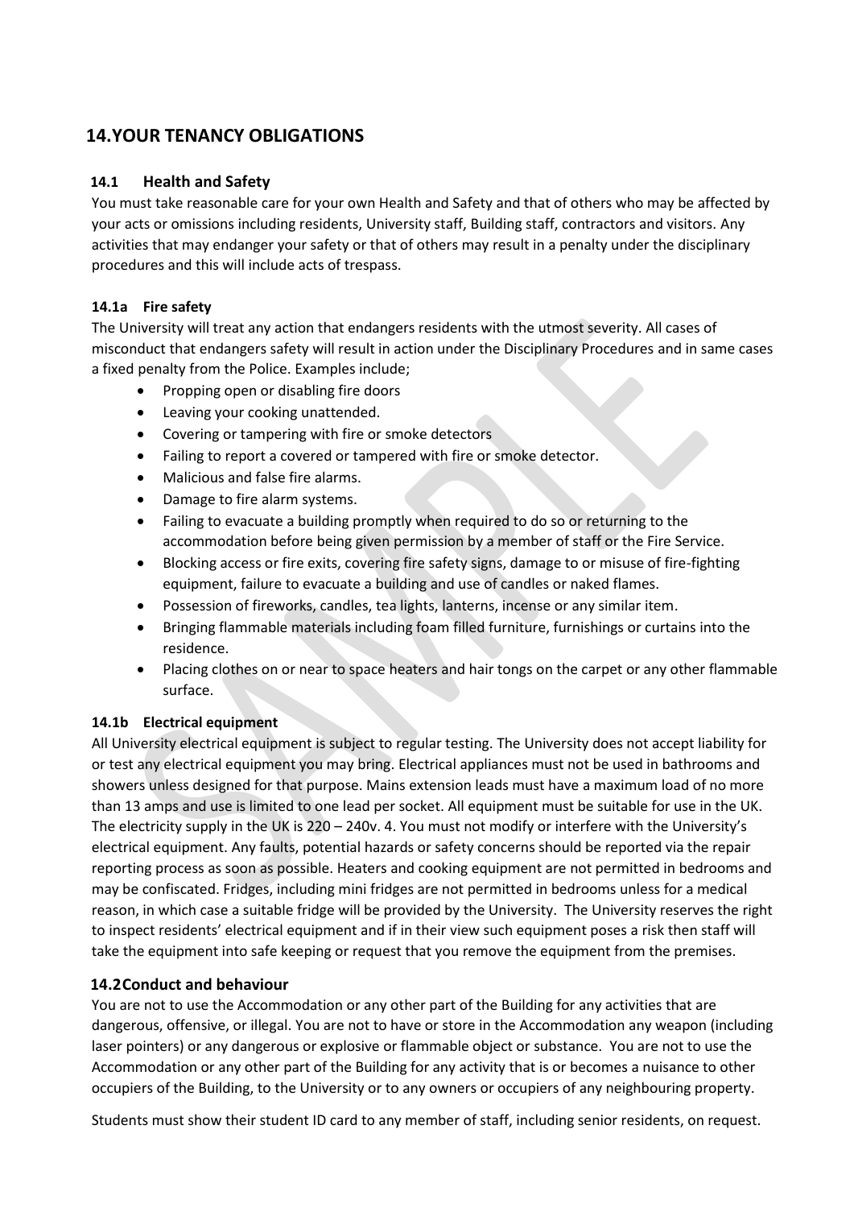## 14. YOUR TENANCY OBLIGATIONS

### 14.1 Health and Safety

You must take reasonable care for your own Health and Safety and that of others who may be affected by your acts or omissions including residents, University staff, Building staff, contractors and visitors. Any activities that may endanger your safety or that of others may result in a penalty under the disciplinary procedures and this will include acts of trespass.

#### 14.1a Fire safety

The University will treat any action that endangers residents with the utmost severity. All cases of misconduct that endangers safety will result in action under the Disciplinary Procedures and in same cases a fixed penalty from the Police. Examples include;

- Propping open or disabling fire doors
- Leaving your cooking unattended.
- Covering or tampering with fire or smoke detectors
- Failing to report a covered or tampered with fire or smoke detector.
- Malicious and false fire alarms.
- Damage to fire alarm systems.
- Failing to evacuate a building promptly when required to do so or returning to the accommodation before being given permission by a member of staff or the Fire Service.
- Blocking access or fire exits, covering fire safety signs, damage to or misuse of fire-fighting equipment, failure to evacuate a building and use of candles or naked flames.
- Possession of fireworks, candles, tea lights, lanterns, incense or any similar item.
- Bringing flammable materials including foam filled furniture, furnishings or curtains into the residence.
- Placing clothes on or near to space heaters and hair tongs on the carpet or any other flammable surface.

#### 14.1b Electrical equipment

All University electrical equipment is subject to regular testing. The University does not accept liability for or test any electrical equipment you may bring. Electrical appliances must not be used in bathrooms and showers unless designed for that purpose. Mains extension leads must have a maximum load of no more than 13 amps and use is limited to one lead per socket. All equipment must be suitable for use in the UK. The electricity supply in the UK is 220 – 240v. 4. You must not modify or interfere with the University's electrical equipment. Any faults, potential hazards or safety concerns should be reported via the repair reporting process as soon as possible. Heaters and cooking equipment are not permitted in bedrooms and may be confiscated. Fridges, including mini fridges are not permitted in bedrooms unless for a medical reason, in which case a suitable fridge will be provided by the University. The University reserves the right to inspect residents' electrical equipment and if in their view such equipment poses a risk then staff will take the equipment into safe keeping or request that you remove the equipment from the premises.

### 14.2 Conduct and behaviour

You are not to use the Accommodation or any other part of the Building for any activities that are dangerous, offensive, or illegal. You are not to have or store in the Accommodation any weapon (including laser pointers) or any dangerous or explosive or flammable object or substance. You are not to use the Accommodation or any other part of the Building for any activity that is or becomes a nuisance to other occupiers of the Building, to the University or to any owners or occupiers of any neighbouring property.

Students must show their student ID card to any member of staff, including senior residents, on request.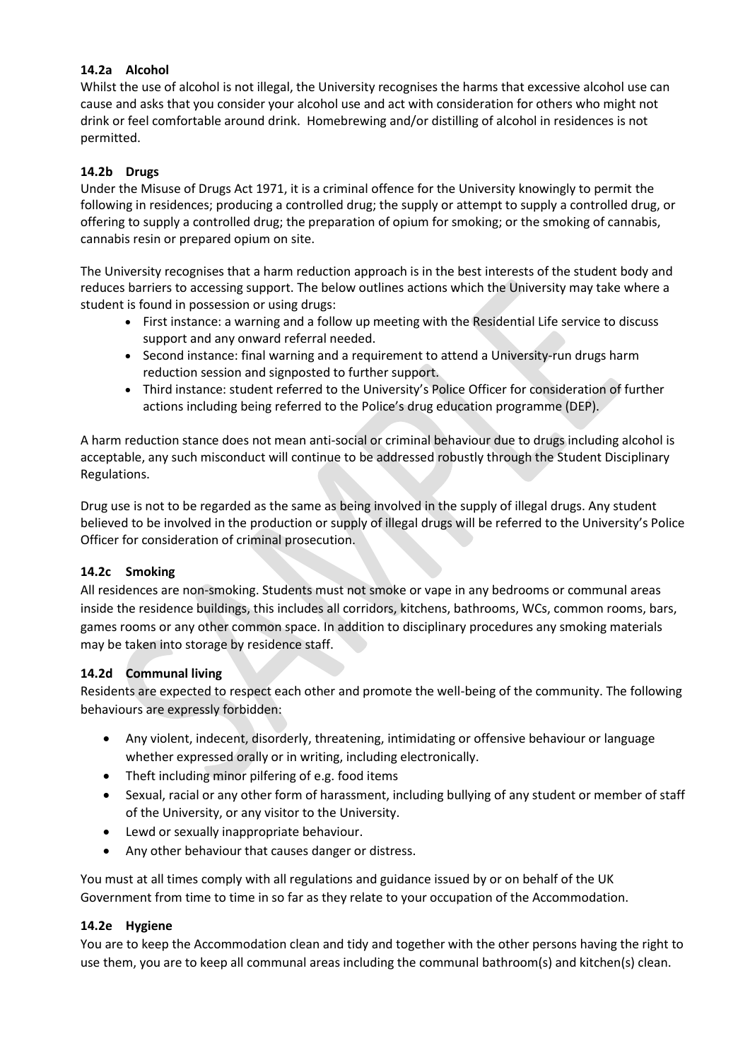### 14.2a Alcohol

Whilst the use of alcohol is not illegal, the University recognises the harms that excessive alcohol use can cause and asks that you consider your alcohol use and act with consideration for others who might not drink or feel comfortable around drink. Homebrewing and/or distilling of alcohol in residences is not permitted.

### 14.2b Drugs

Under the Misuse of Drugs Act 1971, it is a criminal offence for the University knowingly to permit the following in residences; producing a controlled drug; the supply or attempt to supply a controlled drug, or offering to supply a controlled drug; the preparation of opium for smoking; or the smoking of cannabis, cannabis resin or prepared opium on site.

The University recognises that a harm reduction approach is in the best interests of the student body and reduces barriers to accessing support. The below outlines actions which the University may take where a student is found in possession or using drugs:

- First instance: a warning and a follow up meeting with the Residential Life service to discuss support and any onward referral needed.
- Second instance: final warning and a requirement to attend a University-run drugs harm reduction session and signposted to further support.
- Third instance: student referred to the University's Police Officer for consideration of further actions including being referred to the Police's drug education programme (DEP).

A harm reduction stance does not mean anti-social or criminal behaviour due to drugs including alcohol is acceptable, any such misconduct will continue to be addressed robustly through the Student Disciplinary Regulations.

Drug use is not to be regarded as the same as being involved in the supply of illegal drugs. Any student believed to be involved in the production or supply of illegal drugs will be referred to the University's Police Officer for consideration of criminal prosecution.

### 14.2c Smoking

All residences are non-smoking. Students must not smoke or vape in any bedrooms or communal areas inside the residence buildings, this includes all corridors, kitchens, bathrooms, WCs, common rooms, bars, games rooms or any other common space. In addition to disciplinary procedures any smoking materials may be taken into storage by residence staff.

### 14.2d Communal living

Residents are expected to respect each other and promote the well-being of the community. The following behaviours are expressly forbidden:

- Any violent, indecent, disorderly, threatening, intimidating or offensive behaviour or language whether expressed orally or in writing, including electronically.
- Theft including minor pilfering of e.g. food items
- Sexual, racial or any other form of harassment, including bullying of any student or member of staff of the University, or any visitor to the University.
- Lewd or sexually inappropriate behaviour.
- Any other behaviour that causes danger or distress.

You must at all times comply with all regulations and guidance issued by or on behalf of the UK Government from time to time in so far as they relate to your occupation of the Accommodation.

### 14.2e Hygiene

You are to keep the Accommodation clean and tidy and together with the other persons having the right to use them, you are to keep all communal areas including the communal bathroom(s) and kitchen(s) clean.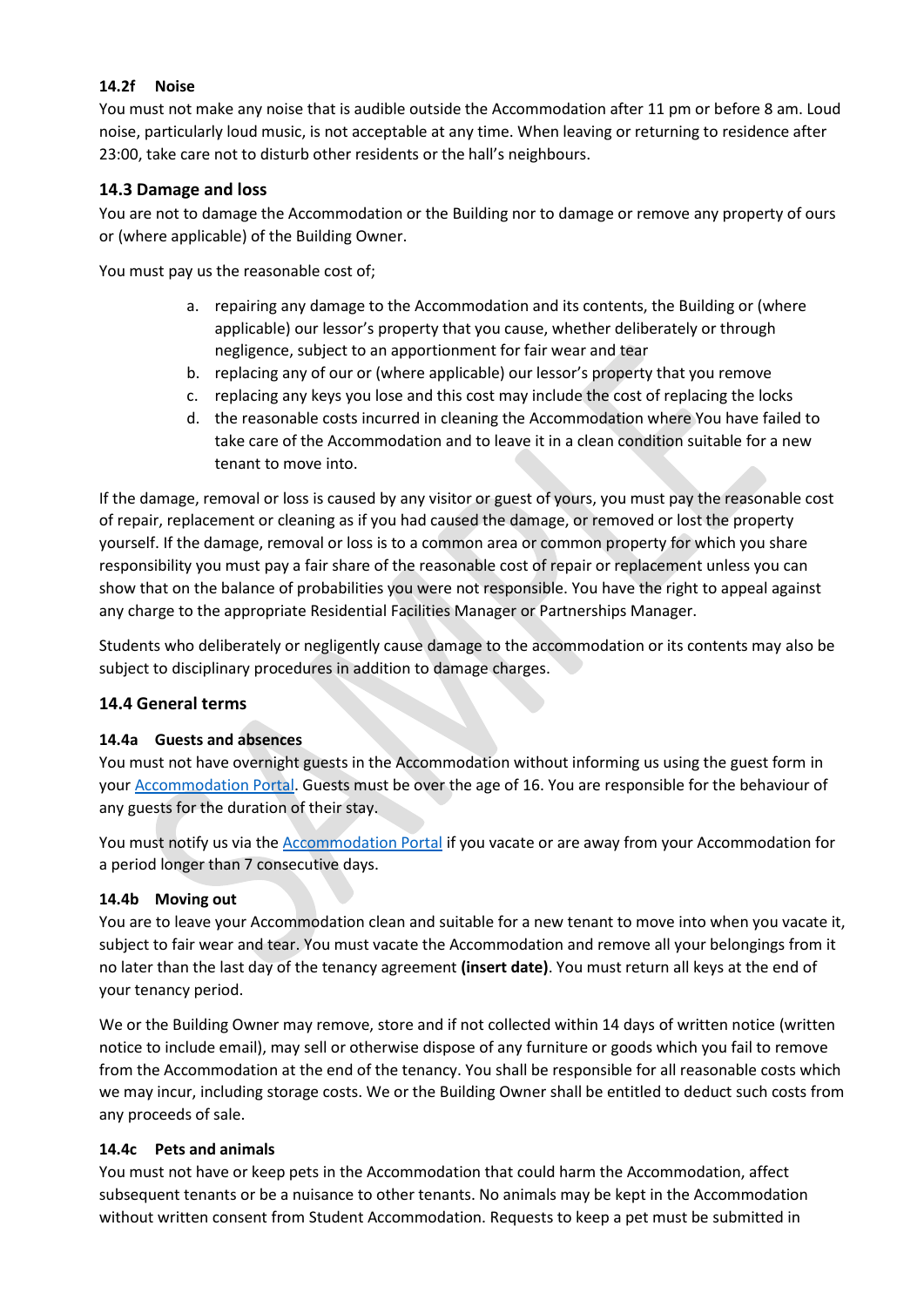#### 14.2f Noise

You must not make any noise that is audible outside the Accommodation after 11 pm or before 8 am. Loud noise, particularly loud music, is not acceptable at any time. When leaving or returning to residence after 23:00, take care not to disturb other residents or the hall's neighbours.

### 14.3 Damage and loss

You are not to damage the Accommodation or the Building nor to damage or remove any property of ours or (where applicable) of the Building Owner.

You must pay us the reasonable cost of;

a. repairing any damage to the Accommodation and its contents, the Building or (where applicable) our lessor's property that you cause, whether deliberately or through negligence, subject to an apportionment for fair wear and tear
b. replacing any of our or (where applicable) our lessor's property that you remove
c. replacing any keys you lose and this cost may include the cost of replacing the locks
d. the reasonable costs incurred in cleaning the Accommodation where You have failed to take care of the Accommodation and to leave it in a clean condition suitable for a new tenant to move into.

If the damage, removal or loss is caused by any visitor or guest of yours, you must pay the reasonable cost of repair, replacement or cleaning as if you had caused the damage, or removed or lost the property yourself. If the damage, removal or loss is to a common area or common property for which you share responsibility you must pay a fair share of the reasonable cost of repair or replacement unless you can show that on the balance of probabilities you were not responsible. You have the right to appeal against any charge to the appropriate Residential Facilities Manager or Partnerships Manager.

Students who deliberately or negligently cause damage to the accommodation or its contents may also be subject to disciplinary procedures in addition to damage charges.

### 14.4 General terms

#### 14.4a Guests and absences

You must not have overnight guests in the Accommodation without informing us using the guest form in your Accommodation Portal. Guests must be over the age of 16. You are responsible for the behaviour of any guests for the duration of their stay.

You must notify us via the Accommodation Portal if you vacate or are away from your Accommodation for a period longer than 7 consecutive days.

#### 14.4b Moving out

You are to leave your Accommodation clean and suitable for a new tenant to move into when you vacate it, subject to fair wear and tear. You must vacate the Accommodation and remove all your belongings from it no later than the last day of the tenancy agreement **(insert date)**. You must return all keys at the end of your tenancy period.

We or the Building Owner may remove, store and if not collected within 14 days of written notice (written notice to include email), may sell or otherwise dispose of any furniture or goods which you fail to remove from the Accommodation at the end of the tenancy. You shall be responsible for all reasonable costs which we may incur, including storage costs. We or the Building Owner shall be entitled to deduct such costs from any proceeds of sale.

#### 14.4c Pets and animals

You must not have or keep pets in the Accommodation that could harm the Accommodation, affect subsequent tenants or be a nuisance to other tenants. No animals may be kept in the Accommodation without written consent from Student Accommodation. Requests to keep a pet must be submitted in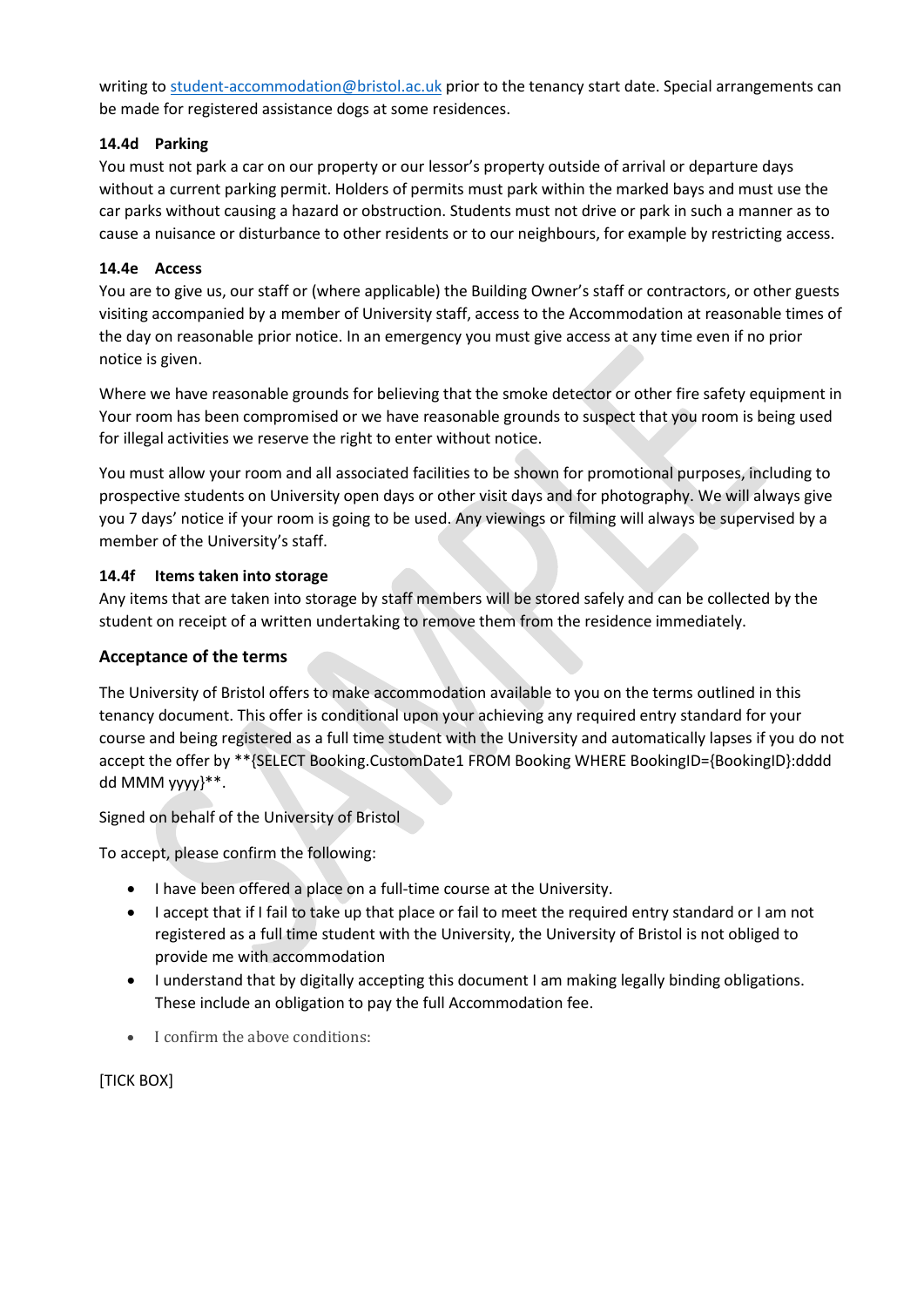writing to student-accommodation@bristol.ac.uk prior to the tenancy start date. Special arrangements can be made for registered assistance dogs at some residences.

### 14.4d Parking

You must not park a car on our property or our lessor's property outside of arrival or departure days without a current parking permit. Holders of permits must park within the marked bays and must use the car parks without causing a hazard or obstruction. Students must not drive or park in such a manner as to cause a nuisance or disturbance to other residents or to our neighbours, for example by restricting access.

### 14.4e Access

You are to give us, our staff or (where applicable) the Building Owner's staff or contractors, or other guests visiting accompanied by a member of University staff, access to the Accommodation at reasonable times of the day on reasonable prior notice. In an emergency you must give access at any time even if no prior notice is given.

Where we have reasonable grounds for believing that the smoke detector or other fire safety equipment in Your room has been compromised or we have reasonable grounds to suspect that you room is being used for illegal activities we reserve the right to enter without notice.

You must allow your room and all associated facilities to be shown for promotional purposes, including to prospective students on University open days or other visit days and for photography. We will always give you 7 days' notice if your room is going to be used. Any viewings or filming will always be supervised by a member of the University's staff.

### 14.4f Items taken into storage

Any items that are taken into storage by staff members will be stored safely and can be collected by the student on receipt of a written undertaking to remove them from the residence immediately.

## Acceptance of the terms

The University of Bristol offers to make accommodation available to you on the terms outlined in this tenancy document. This offer is conditional upon your achieving any required entry standard for your course and being registered as a full time student with the University and automatically lapses if you do not accept the offer by **{SELECT Booking.CustomDate1 FROM Booking WHERE BookingID={BookingID}:dddd dd MMM yyyy}**.

Signed on behalf of the University of Bristol

To accept, please confirm the following:

- I have been offered a place on a full-time course at the University.
- I accept that if I fail to take up that place or fail to meet the required entry standard or I am not registered as a full time student with the University, the University of Bristol is not obliged to provide me with accommodation
- I understand that by digitally accepting this document I am making legally binding obligations. These include an obligation to pay the full Accommodation fee.
- I confirm the above conditions:

[TICK BOX]